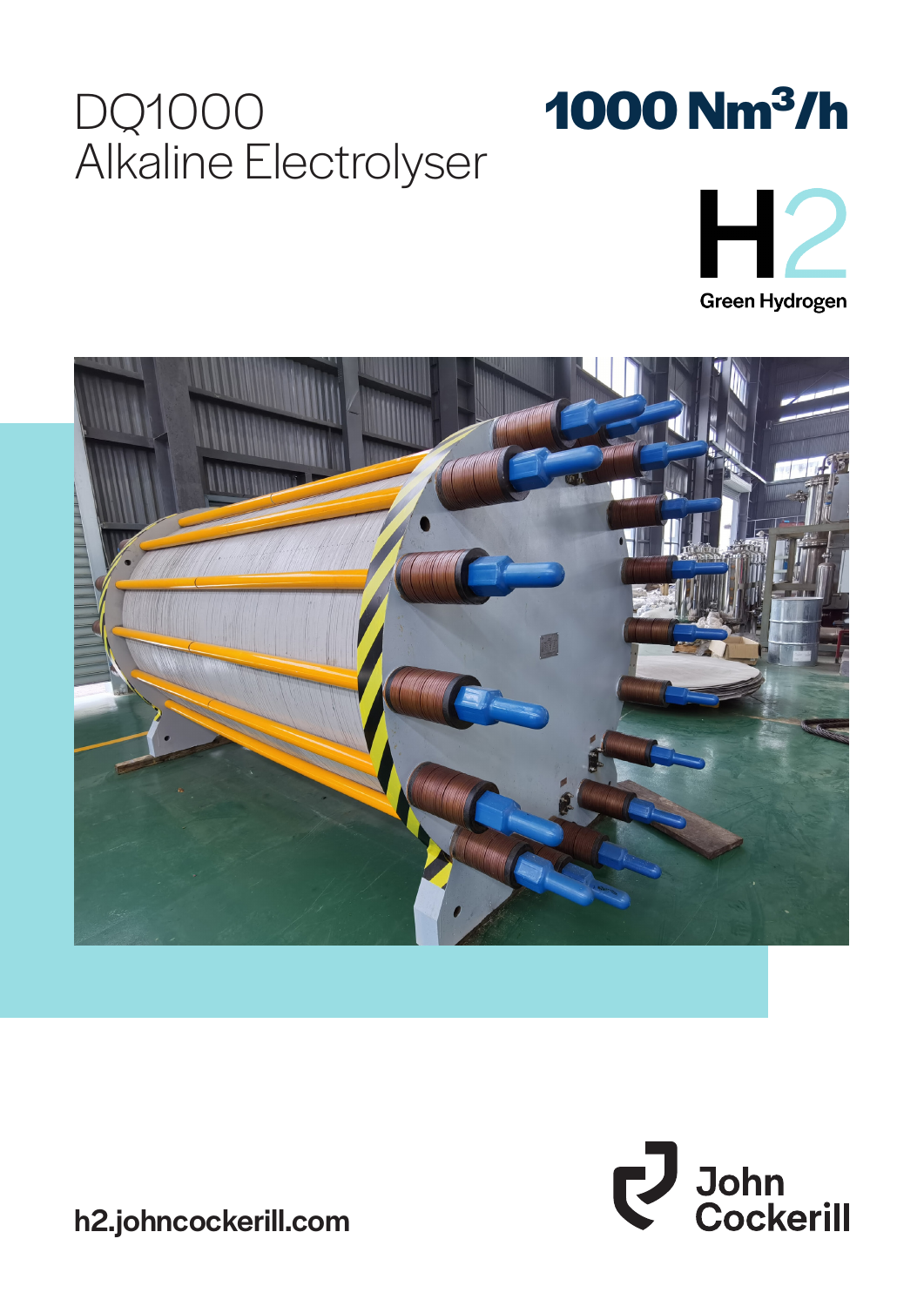# DQ1000 Alkaline Electrolyser

**1000 $Nm^3/h$**

H2

Green Hydrogen

**h2.johncockerill.com**

John Cockerill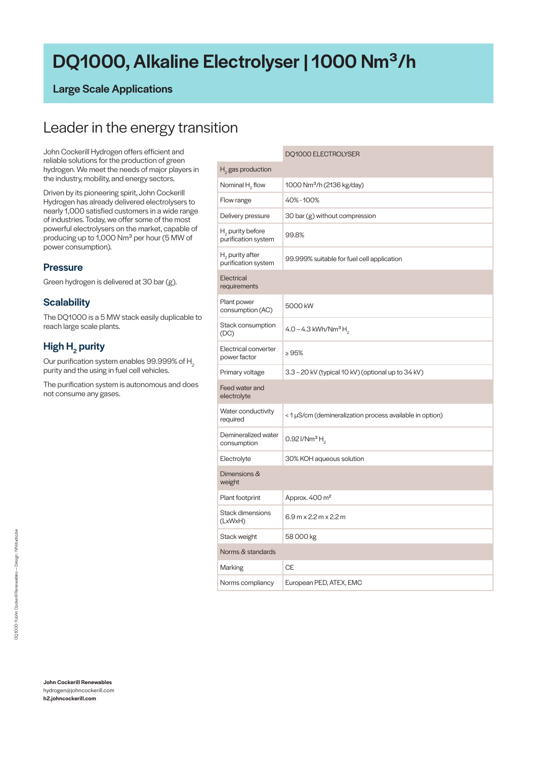# DQ1000, Alkaline Electrolyser | 1000 Nm³/h

## Large Scale Applications

## Leader in the energy transition

John Cockerill Hydrogen offers efficient and reliable solutions for the production of green hydrogen. We meet the needs of major players in the industry, mobility, and energy sectors.

Driven by its pioneering spirit, John Cockerill Hydrogen has already delivered electrolysers to nearly 1,000 satisfied customers in a wide range of industries. Today, we offer some of the most powerful electrolysers on the market, capable of producing up to 1,000 Nm³ per hour (5 MW of power consumption).

### Pressure

Green hydrogen is delivered at 30 bar (g).

### Scalability

The DQ1000 is a 5 MW stack easily duplicable to reach large scale plants.

### High $H_2$ purity

Our purification system enables 99.999% of $H_2$ purity and the using in fuel cell vehicles.

The purification system is autonomous and does not consume any gases.

| | DQ1000 ELECTROLYSER |
|---|---|
| $H_2$ gas production | |
| Nominal $H_2$ flow | 1000 Nm³/h (2136 kg/day) |
| Flow range | 40% - 100% |
| Delivery pressure | 30 bar (g) without compression |
| $H_2$ purity before purification system | 99.8% |
| $H_2$ purity after purification system | 99.999% suitable for fuel cell application |
| Electrical requirements | |
| Plant power consumption (AC) | 5000 kW |
| Stack consumption (DC) | 4.0 – 4.3 kWh/Nm³ $H_2$ |
| Electrical converter power factor | ≥ 95% |
| Primary voltage | 3.3 – 20 kV (typical 10 kV) (optional up to 34 kV) |
| Feed water and electrolyte | |
| Water conductivity required | < 1 µS/cm (demineralization process available in option) |
| Demineralized water consumption | 0.92 l/Nm³ $H_2$ |
| Electrolyte | 30% KOH aqueous solution |
| Dimensions & weight | |
| Plant footprint | Approx. 400 m² |
| Stack dimensions (LxWxH) | 6.9 m x 2.2 m x 2.2 m |
| Stack weight | 58 000 kg |
| Norms & standards | |
| Marking | CE |
| Norms compliancy | European PED, ATEX, EMC |

**John Cockerill Renewables**
hydrogen@johncockerill.com
**h2.johncockerill.com**

DQ1000 ©John Cockerill Renewables — Design : NNstudio.be